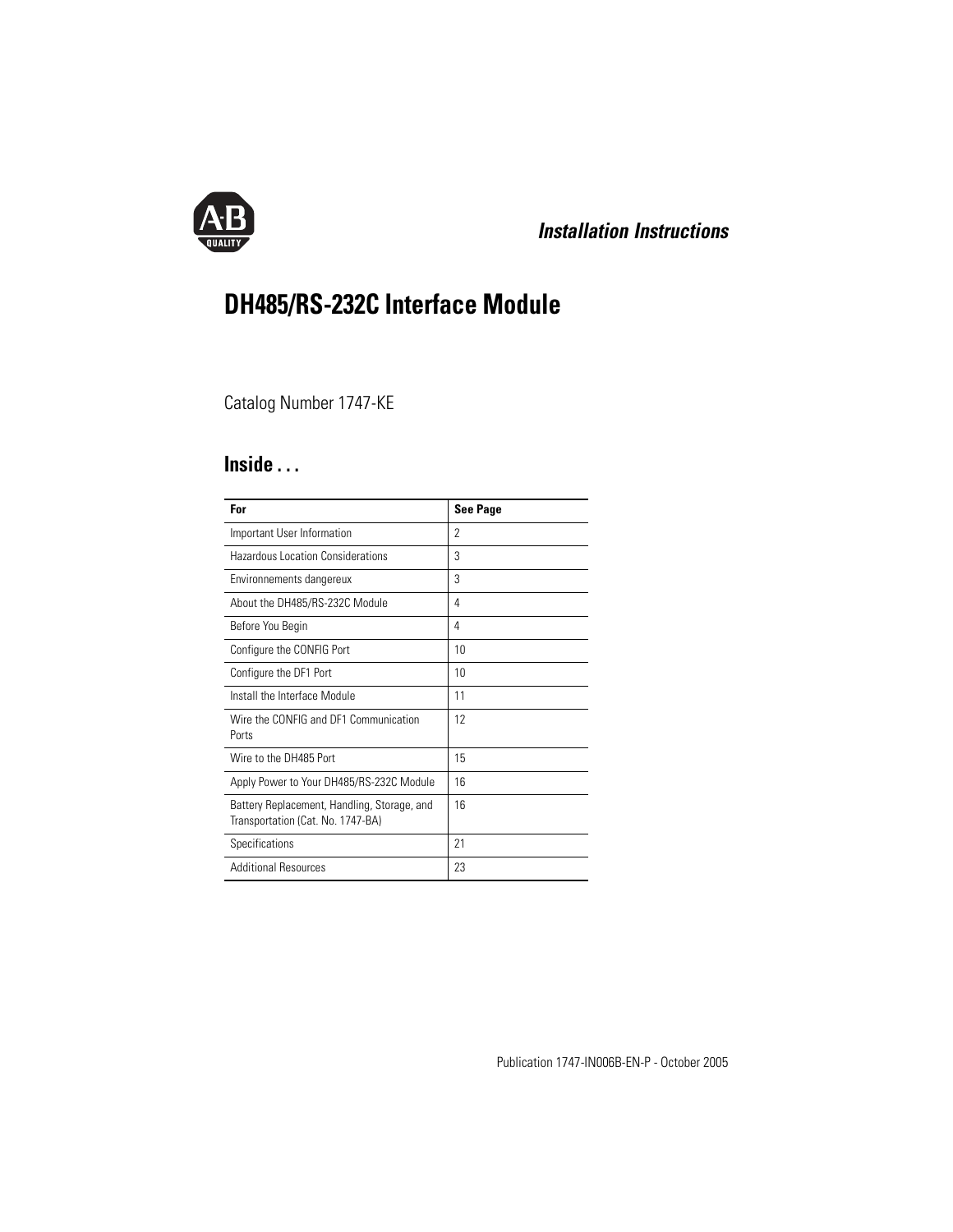*Installation Instructions*

# DH485/RS-232C Interface Module

Catalog Number 1747-KE

## Inside . . .

| For | See Page |
|---|---|
| Important User Information | 2 |
| Hazardous Location Considerations | 3 |
| Environnements dangereux | 3 |
| About the DH485/RS-232C Module | 4 |
| Before You Begin | 4 |
| Configure the CONFIG Port | 10 |
| Configure the DF1 Port | 10 |
| Install the Interface Module | 11 |
| Wire the CONFIG and DF1 Communication Ports | 12 |
| Wire to the DH485 Port | 15 |
| Apply Power to Your DH485/RS-232C Module | 16 |
| Battery Replacement, Handling, Storage, and Transportation (Cat. No. 1747-BA) | 16 |
| Specifications | 21 |
| Additional Resources | 23 |

Publication 1747-IN006B-EN-P - October 2005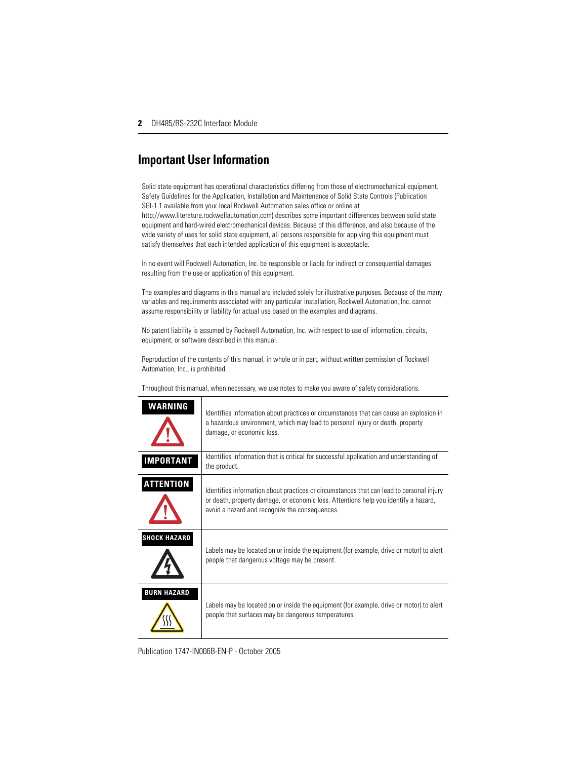## Important User Information

Solid state equipment has operational characteristics differing from those of electromechanical equipment. Safety Guidelines for the Application, Installation and Maintenance of Solid State Controls (Publication SGI-1.1 available from your local Rockwell Automation sales office or online at http://www.literature.rockwellautomation.com) describes some important differences between solid state equipment and hard-wired electromechanical devices. Because of this difference, and also because of the wide variety of uses for solid state equipment, all persons responsible for applying this equipment must satisfy themselves that each intended application of this equipment is acceptable.

In no event will Rockwell Automation, Inc. be responsible or liable for indirect or consequential damages resulting from the use or application of this equipment.

The examples and diagrams in this manual are included solely for illustrative purposes. Because of the many variables and requirements associated with any particular installation, Rockwell Automation, Inc. cannot assume responsibility or liability for actual use based on the examples and diagrams.

No patent liability is assumed by Rockwell Automation, Inc. with respect to use of information, circuits, equipment, or software described in this manual.

Reproduction of the contents of this manual, in whole or in part, without written permission of Rockwell Automation, Inc., is prohibited.

Throughout this manual, when necessary, we use notes to make you aware of safety considerations.

| | |
|---|---|
| **WARNING** | Identifies information about practices or circumstances that can cause an explosion in a hazardous environment, which may lead to personal injury or death, property damage, or economic loss. |
| **IMPORTANT** | Identifies information that is critical for successful application and understanding of the product. |
| **ATTENTION** | Identifies information about practices or circumstances that can lead to personal injury or death, property damage, or economic loss. Attentions help you identify a hazard, avoid a hazard and recognize the consequences. |
| **SHOCK HAZARD** | Labels may be located on or inside the equipment (for example, drive or motor) to alert people that dangerous voltage may be present. |
| **BURN HAZARD** | Labels may be located on or inside the equipment (for example, drive or motor) to alert people that surfaces may be dangerous temperatures. |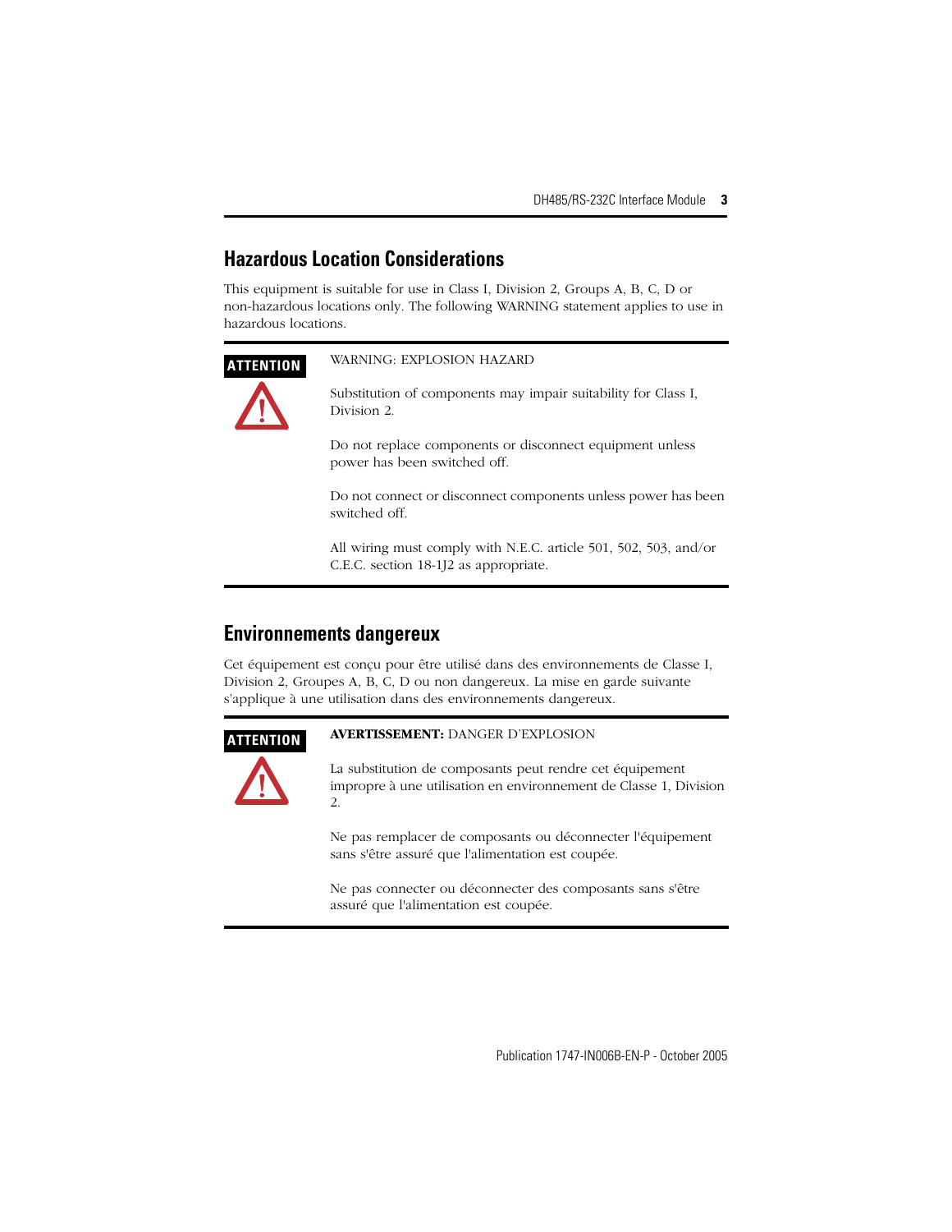## Hazardous Location Considerations

This equipment is suitable for use in Class I, Division 2, Groups A, B, C, D or non-hazardous locations only. The following WARNING statement applies to use in hazardous locations.

| | |
|---|---|
| **ATTENTION** | WARNING: EXPLOSION HAZARD<br><br>Substitution of components may impair suitability for Class I, Division 2.<br><br>Do not replace components or disconnect equipment unless power has been switched off.<br><br>Do not connect or disconnect components unless power has been switched off.<br><br>All wiring must comply with N.E.C. article 501, 502, 503, and/or C.E.C. section 18-1J2 as appropriate. |

## Environnements dangereux

Cet équipement est conçu pour être utilisé dans des environnements de Classe I, Division 2, Groupes A, B, C, D ou non dangereux. La mise en garde suivante s'applique à une utilisation dans des environnements dangereux.

| | |
|---|---|
| **ATTENTION** | **AVERTISSEMENT:** DANGER D'EXPLOSION<br><br>La substitution de composants peut rendre cet équipement impropre à une utilisation en environnement de Classe 1, Division 2.<br><br>Ne pas remplacer de composants ou déconnecter l'équipement sans s'être assuré que l'alimentation est coupée.<br><br>Ne pas connecter ou déconnecter des composants sans s'être assuré que l'alimentation est coupée. |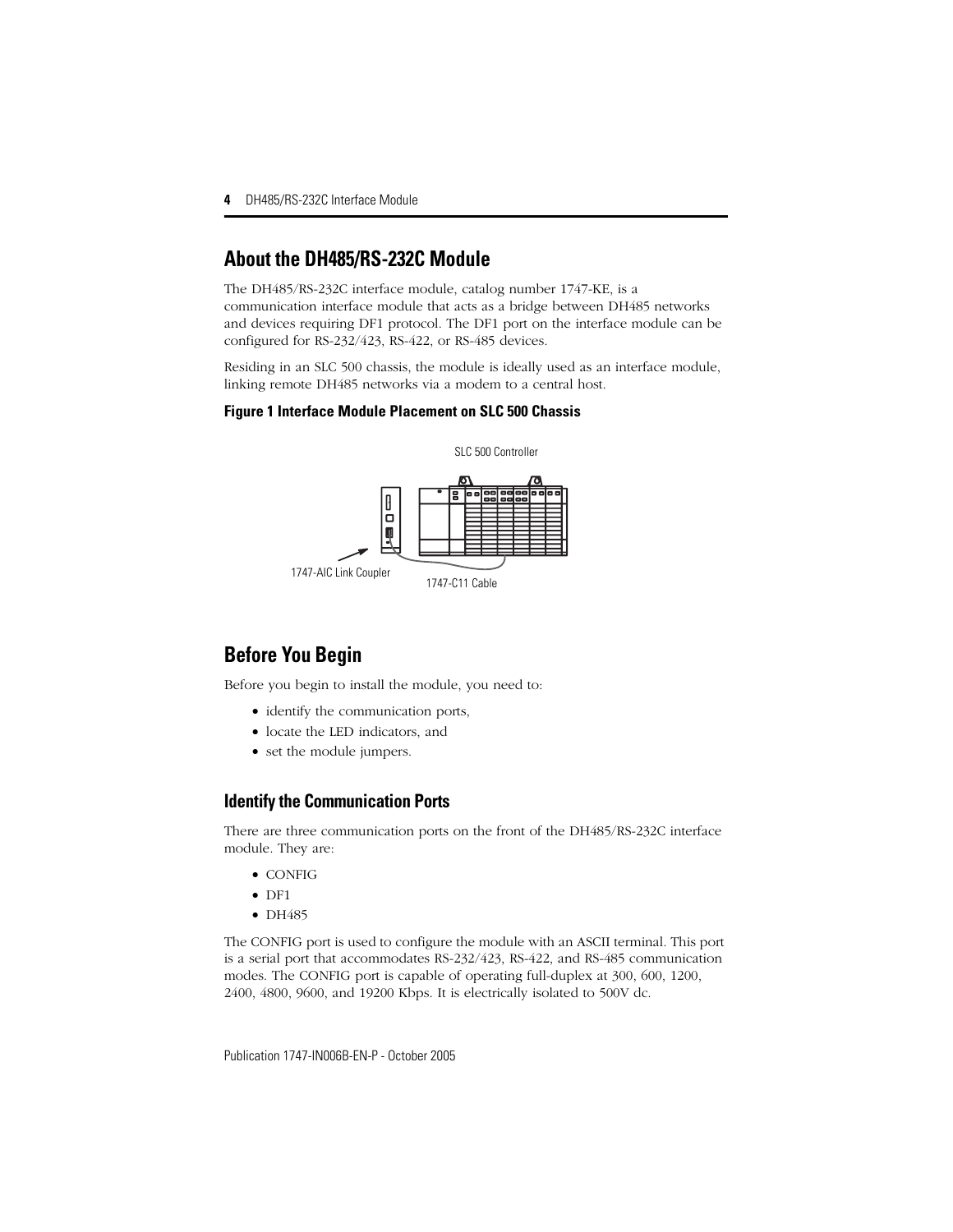## About the DH485/RS-232C Module

The DH485/RS-232C interface module, catalog number 1747-KE, is a communication interface module that acts as a bridge between DH485 networks and devices requiring DF1 protocol. The DF1 port on the interface module can be configured for RS-232/423, RS-422, or RS-485 devices.

Residing in an SLC 500 chassis, the module is ideally used as an interface module, linking remote DH485 networks via a modem to a central host.

**Figure 1 Interface Module Placement on SLC 500 Chassis**

SLC 500 Controller

1747-AIC Link Coupler

1747-C11 Cable

## Before You Begin

Before you begin to install the module, you need to:

- identify the communication ports,
- locate the LED indicators, and
- set the module jumpers.

### Identify the Communication Ports

There are three communication ports on the front of the DH485/RS-232C interface module. They are:

- CONFIG
- DF1
- DH485

The CONFIG port is used to configure the module with an ASCII terminal. This port is a serial port that accommodates RS-232/423, RS-422, and RS-485 communication modes. The CONFIG port is capable of operating full-duplex at 300, 600, 1200, 2400, 4800, 9600, and 19200 Kbps. It is electrically isolated to 500V dc.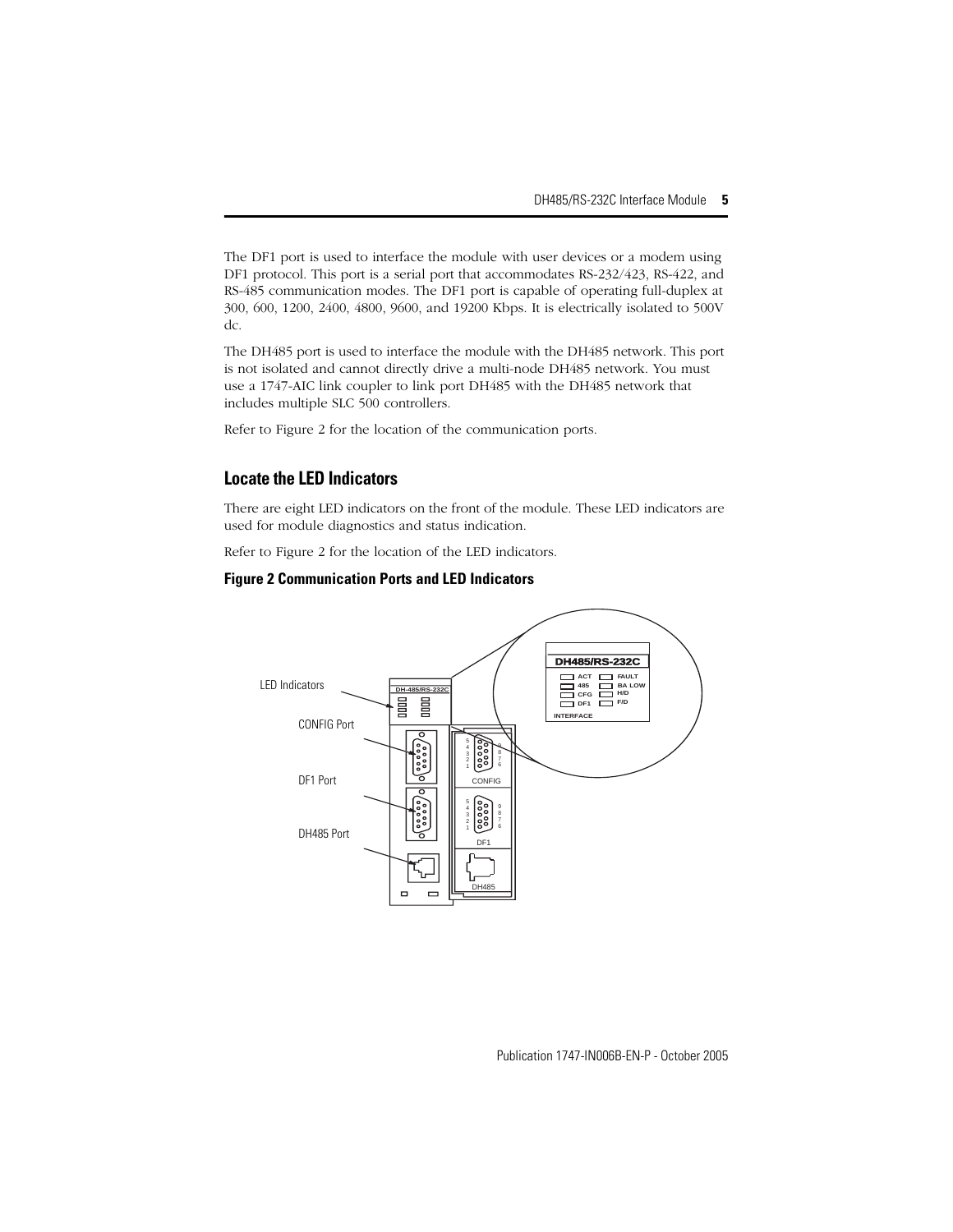The DF1 port is used to interface the module with user devices or a modem using DF1 protocol. This port is a serial port that accommodates RS-232/423, RS-422, and RS-485 communication modes. The DF1 port is capable of operating full-duplex at 300, 600, 1200, 2400, 4800, 9600, and 19200 Kbps. It is electrically isolated to 500V dc.

The DH485 port is used to interface the module with the DH485 network. This port is not isolated and cannot directly drive a multi-node DH485 network. You must use a 1747-AIC link coupler to link port DH485 with the DH485 network that includes multiple SLC 500 controllers.

Refer to Figure 2 for the location of the communication ports.

## Locate the LED Indicators

There are eight LED indicators on the front of the module. These LED indicators are used for module diagnostics and status indication.

Refer to Figure 2 for the location of the LED indicators.

**Figure 2 Communication Ports and LED Indicators**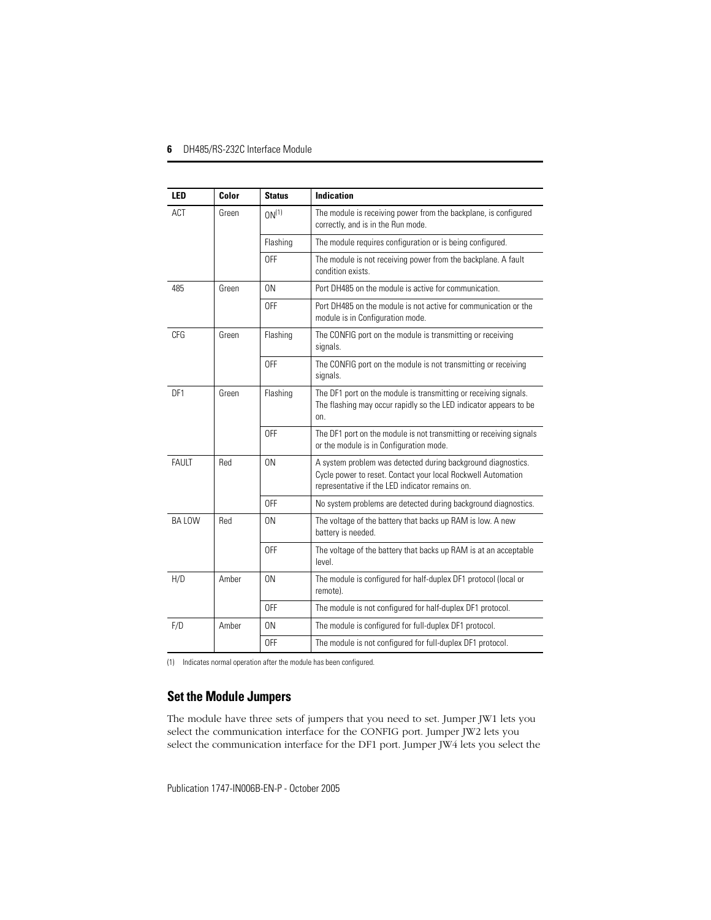| LED | Color | Status | Indication |
|---|---|---|---|
| ACT | Green | ON[1] | The module is receiving power from the backplane, is configured correctly, and is in the Run mode. |
| | | Flashing | The module requires configuration or is being configured. |
| | | OFF | The module is not receiving power from the backplane. A fault condition exists. |
| 485 | Green | ON | Port DH485 on the module is active for communication. |
| | | OFF | Port DH485 on the module is not active for communication or the module is in Configuration mode. |
| CFG | Green | Flashing | The CONFIG port on the module is transmitting or receiving signals. |
| | | OFF | The CONFIG port on the module is not transmitting or receiving signals. |
| DF1 | Green | Flashing | The DF1 port on the module is transmitting or receiving signals. The flashing may occur rapidly so the LED indicator appears to be on. |
| | | OFF | The DF1 port on the module is not transmitting or receiving signals or the module is in Configuration mode. |
| FAULT | Red | ON | A system problem was detected during background diagnostics. Cycle power to reset. Contact your local Rockwell Automation representative if the LED indicator remains on. |
| | | OFF | No system problems are detected during background diagnostics. |
| BA LOW | Red | ON | The voltage of the battery that backs up RAM is low. A new battery is needed. |
| | | OFF | The voltage of the battery that backs up RAM is at an acceptable level. |
| H/D | Amber | ON | The module is configured for half-duplex DF1 protocol (local or remote). |
| | | OFF | The module is not configured for half-duplex DF1 protocol. |
| F/D | Amber | ON | The module is configured for full-duplex DF1 protocol. |
| | | OFF | The module is not configured for full-duplex DF1 protocol. |

(1) Indicates normal operation after the module has been configured.

## Set the Module Jumpers

The module have three sets of jumpers that you need to set. Jumper JW1 lets you select the communication interface for the CONFIG port. Jumper JW2 lets you select the communication interface for the DF1 port. Jumper JW4 lets you select the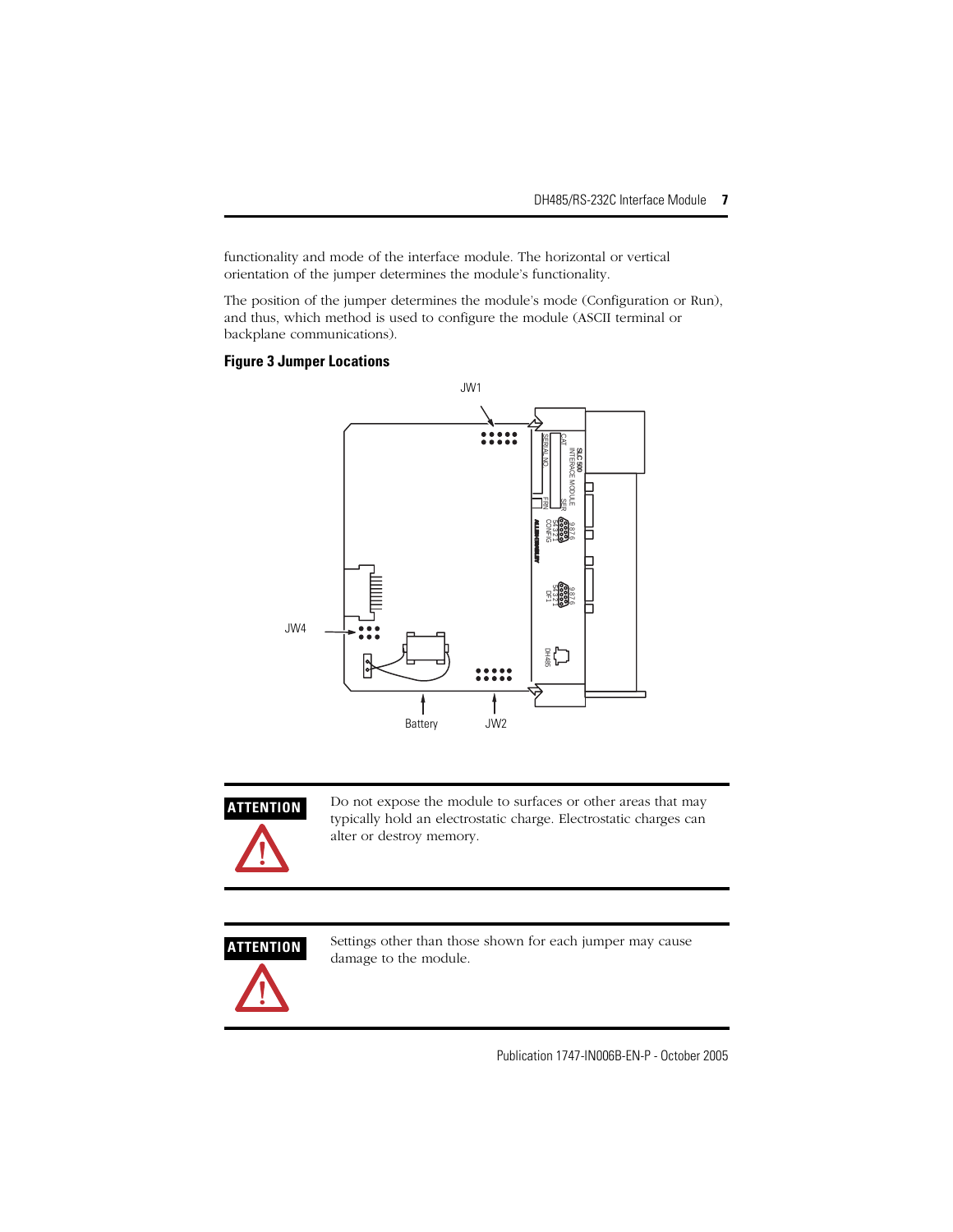functionality and mode of the interface module. The horizontal or vertical orientation of the jumper determines the module's functionality.

The position of the jumper determines the module's mode (Configuration or Run), and thus, which method is used to configure the module (ASCII terminal or backplane communications).

**Figure 3 Jumper Locations**

JW1

JW4

Battery

JW2

SLC 500
INTERFACE MODULE
CAT
SERIAL NO.
SER
FRN
CONFIG
DF-1
DH485
ALLEN-BRADLEY

> **ATTENTION**
>
> Do not expose the module to surfaces or other areas that may typically hold an electrostatic charge. Electrostatic charges can alter or destroy memory.

> **ATTENTION**
>
> Settings other than those shown for each jumper may cause damage to the module.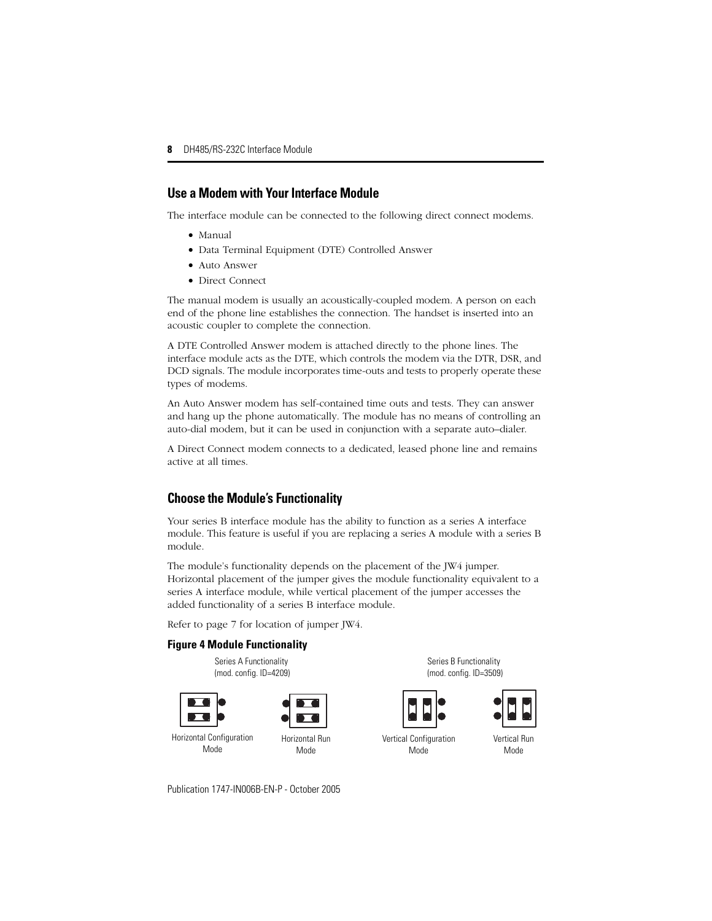## Use a Modem with Your Interface Module

The interface module can be connected to the following direct connect modems.

- Manual
- Data Terminal Equipment (DTE) Controlled Answer
- Auto Answer
- Direct Connect

The manual modem is usually an acoustically-coupled modem. A person on each end of the phone line establishes the connection. The handset is inserted into an acoustic coupler to complete the connection.

A DTE Controlled Answer modem is attached directly to the phone lines. The interface module acts as the DTE, which controls the modem via the DTR, DSR, and DCD signals. The module incorporates time-outs and tests to properly operate these types of modems.

An Auto Answer modem has self-contained time outs and tests. They can answer and hang up the phone automatically. The module has no means of controlling an auto-dial modem, but it can be used in conjunction with a separate auto–dialer.

A Direct Connect modem connects to a dedicated, leased phone line and remains active at all times.

## Choose the Module's Functionality

Your series B interface module has the ability to function as a series A interface module. This feature is useful if you are replacing a series A module with a series B module.

The module's functionality depends on the placement of the JW4 jumper. Horizontal placement of the jumper gives the module functionality equivalent to a series A interface module, while vertical placement of the jumper accesses the added functionality of a series B interface module.

Refer to page 7 for location of jumper JW4.

**Figure 4 Module Functionality**

Series A Functionality
(mod. config. ID=4209)

Horizontal Configuration Mode

Horizontal Run Mode

Series B Functionality
(mod. config. ID=3509)

Vertical Configuration Mode

Vertical Run Mode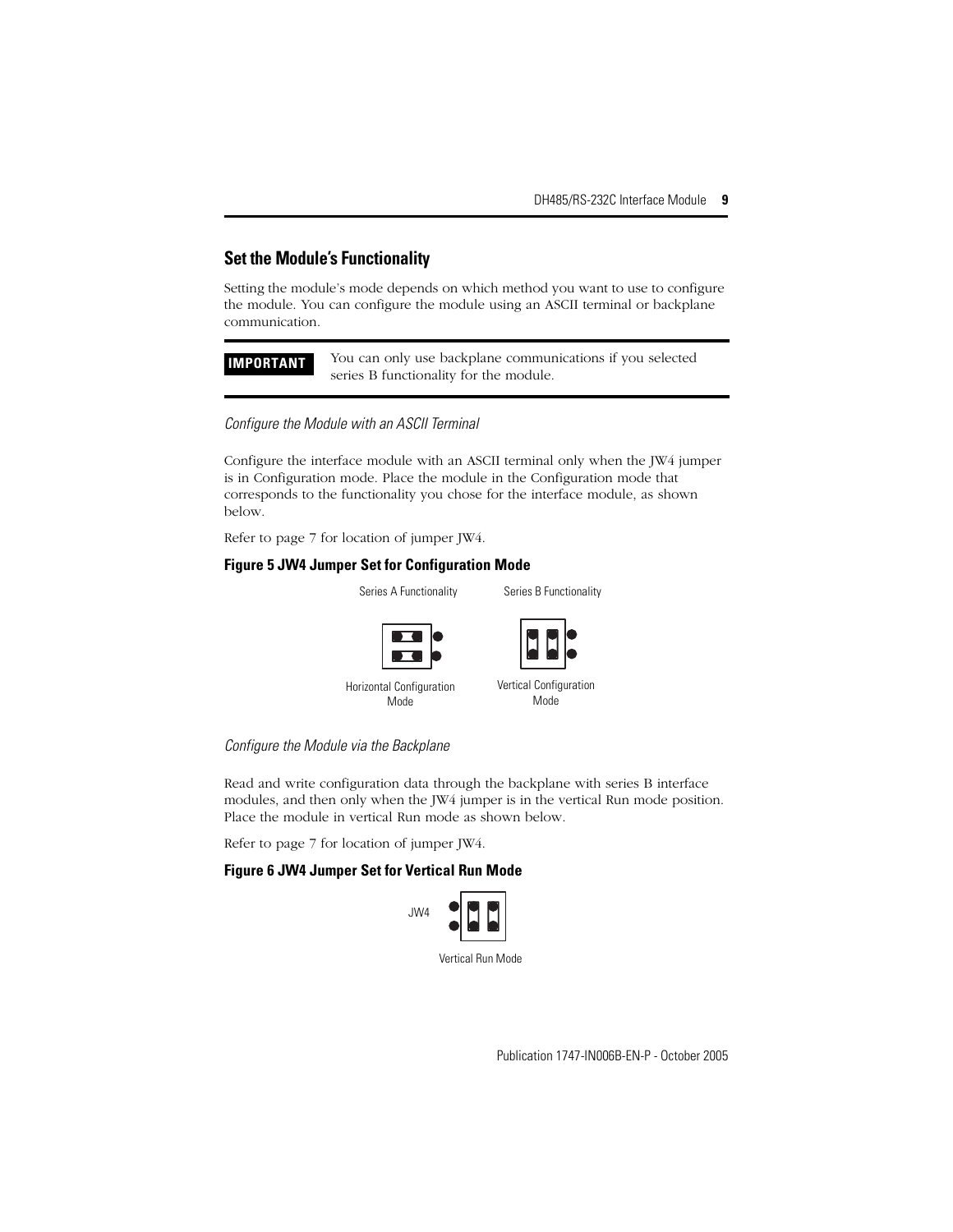## Set the Module's Functionality

Setting the module's mode depends on which method you want to use to configure the module. You can configure the module using an ASCII terminal or backplane communication.

| | |
|---|---|
| **IMPORTANT** | You can only use backplane communications if you selected series B functionality for the module. |

*Configure the Module with an ASCII Terminal*

Configure the interface module with an ASCII terminal only when the JW4 jumper is in Configuration mode. Place the module in the Configuration mode that corresponds to the functionality you chose for the interface module, as shown below.

Refer to page 7 for location of jumper JW4.

**Figure 5 JW4 Jumper Set for Configuration Mode**

Series A Functionality

Series B Functionality

Horizontal Configuration Mode

Vertical Configuration Mode

*Configure the Module via the Backplane*

Read and write configuration data through the backplane with series B interface modules, and then only when the JW4 jumper is in the vertical Run mode position. Place the module in vertical Run mode as shown below.

Refer to page 7 for location of jumper JW4.

**Figure 6 JW4 Jumper Set for Vertical Run Mode**

JW4

Vertical Run Mode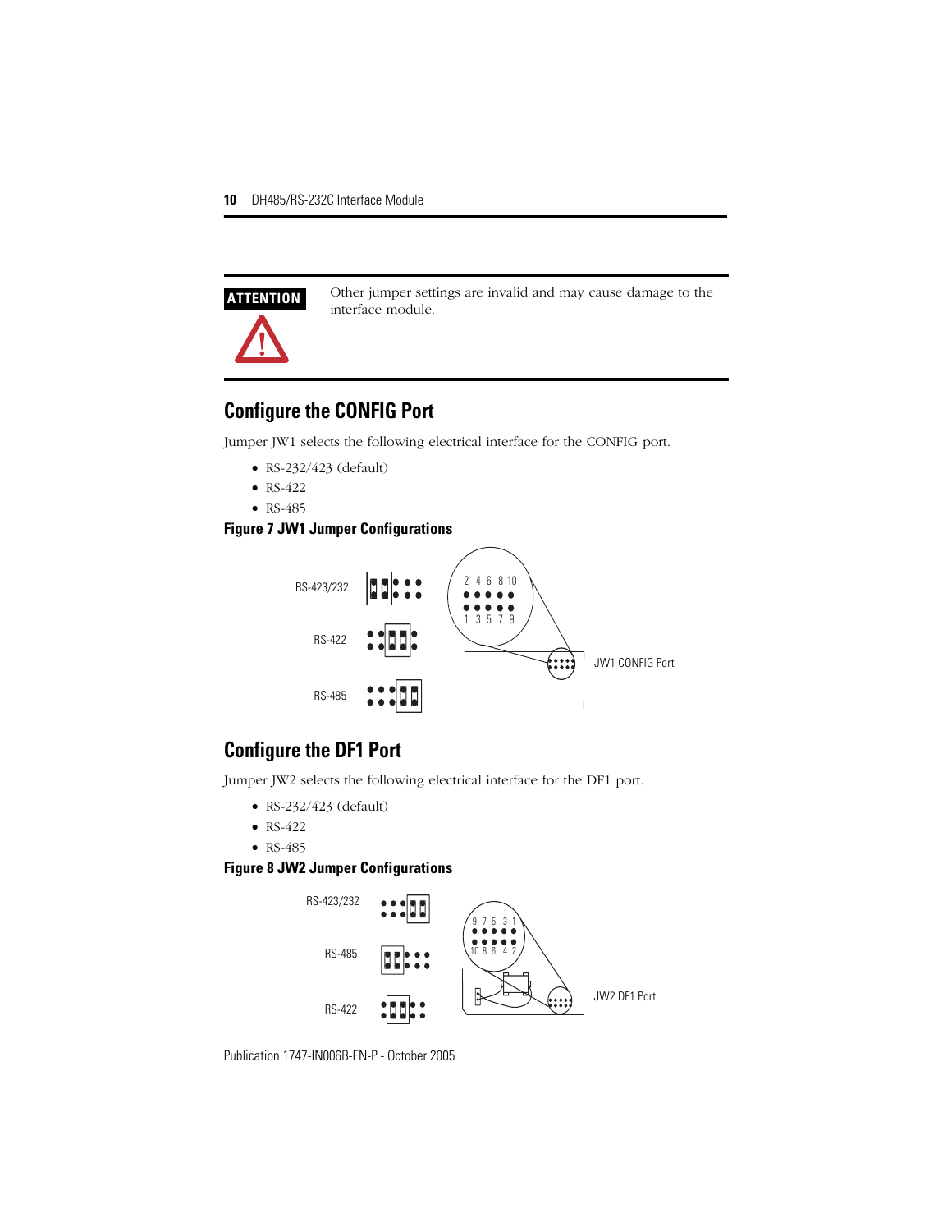**ATTENTION**

Other jumper settings are invalid and may cause damage to the interface module.

## Configure the CONFIG Port

Jumper JW1 selects the following electrical interface for the CONFIG port.

- RS-232/423 (default)
- RS-422
- RS-485

**Figure 7 JW1 Jumper Configurations**

RS-423/232

RS-422

RS-485

2 4 6 8 10

1 3 5 7 9

JW1 CONFIG Port

## Configure the DF1 Port

Jumper JW2 selects the following electrical interface for the DF1 port.

- RS-232/423 (default)
- RS-422
- RS-485

**Figure 8 JW2 Jumper Configurations**

RS-423/232

RS-485

RS-422

9 7 5 3 1

10 8 6 4 2

JW2 DF1 Port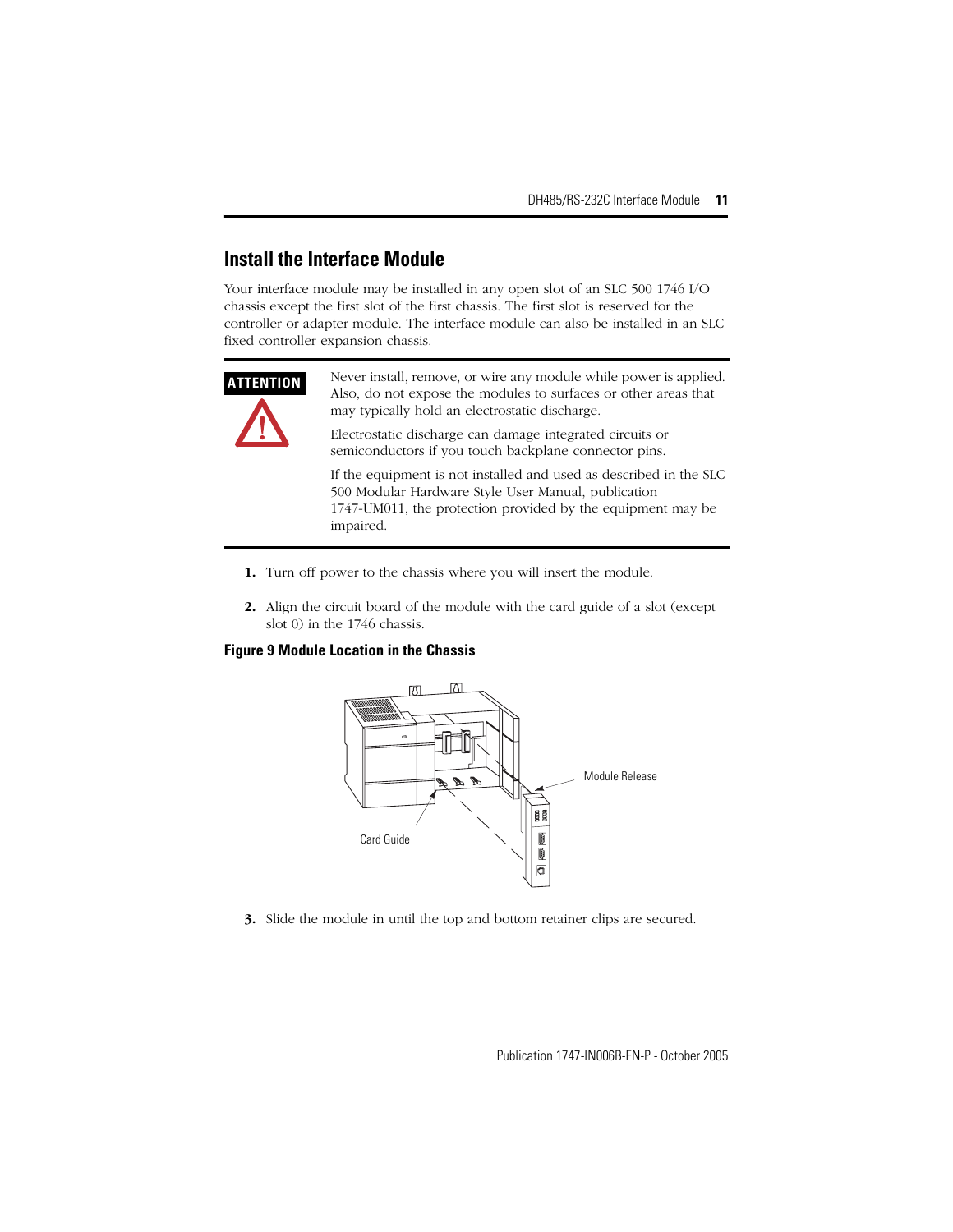## Install the Interface Module

Your interface module may be installed in any open slot of an SLC 500 1746 I/O chassis except the first slot of the first chassis. The first slot is reserved for the controller or adapter module. The interface module can also be installed in an SLC fixed controller expansion chassis.

**ATTENTION**

Never install, remove, or wire any module while power is applied. Also, do not expose the modules to surfaces or other areas that may typically hold an electrostatic discharge.

Electrostatic discharge can damage integrated circuits or semiconductors if you touch backplane connector pins.

If the equipment is not installed and used as described in the SLC 500 Modular Hardware Style User Manual, publication 1747-UM011, the protection provided by the equipment may be impaired.

1. Turn off power to the chassis where you will insert the module.
2. Align the circuit board of the module with the card guide of a slot (except slot 0) in the 1746 chassis.

**Figure 9 Module Location in the Chassis**

Module Release

Card Guide

3. Slide the module in until the top and bottom retainer clips are secured.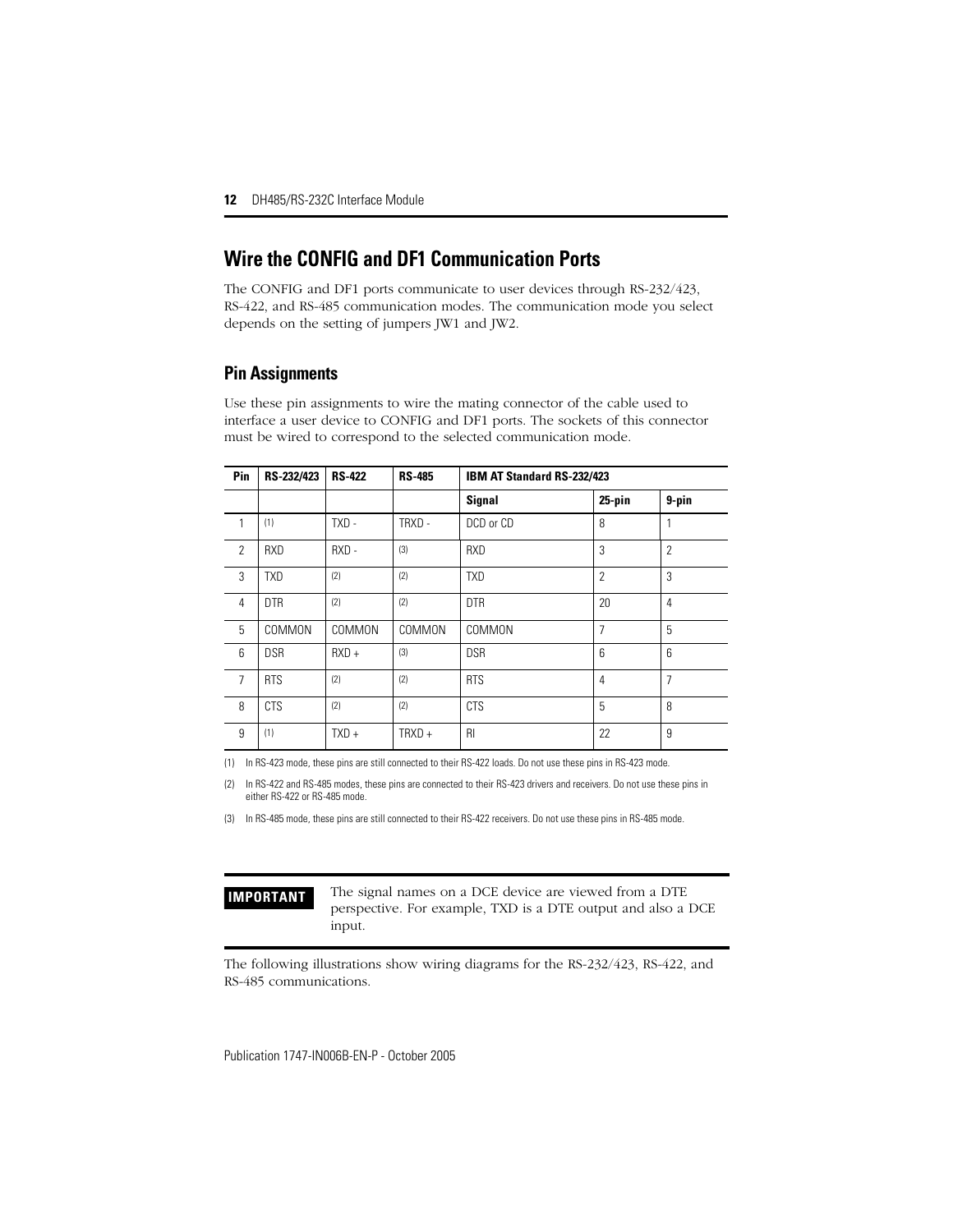## Wire the CONFIG and DF1 Communication Ports

The CONFIG and DF1 ports communicate to user devices through RS-232/423, RS-422, and RS-485 communication modes. The communication mode you select depends on the setting of jumpers JW1 and JW2.

### Pin Assignments

Use these pin assignments to wire the mating connector of the cable used to interface a user device to CONFIG and DF1 ports. The sockets of this connector must be wired to correspond to the selected communication mode.

| Pin | RS-232/423 | RS-422 | RS-485 | IBM AT Standard RS-232/423 | | |
|---|---|---|---|---|---|---|
| | | | | **Signal** | **25-pin** | **9-pin** |
| 1 | (1) | TXD - | TRXD - | DCD or CD | 8 | 1 |
| 2 | RXD | RXD - | (3) | RXD | 3 | 2 |
| 3 | TXD | (2) | (2) | TXD | 2 | 3 |
| 4 | DTR | (2) | (2) | DTR | 20 | 4 |
| 5 | COMMON | COMMON | COMMON | COMMON | 7 | 5 |
| 6 | DSR | RXD + | (3) | DSR | 6 | 6 |
| 7 | RTS | (2) | (2) | RTS | 4 | 7 |
| 8 | CTS | (2) | (2) | CTS | 5 | 8 |
| 9 | (1) | TXD + | TRXD + | RI | 22 | 9 |

(1) In RS-423 mode, these pins are still connected to their RS-422 loads. Do not use these pins in RS-423 mode.

(2) In RS-422 and RS-485 modes, these pins are connected to their RS-423 drivers and receivers. Do not use these pins in either RS-422 or RS-485 mode.

(3) In RS-485 mode, these pins are still connected to their RS-422 receivers. Do not use these pins in RS-485 mode.

**IMPORTANT** The signal names on a DCE device are viewed from a DTE perspective. For example, TXD is a DTE output and also a DCE input.

The following illustrations show wiring diagrams for the RS-232/423, RS-422, and RS-485 communications.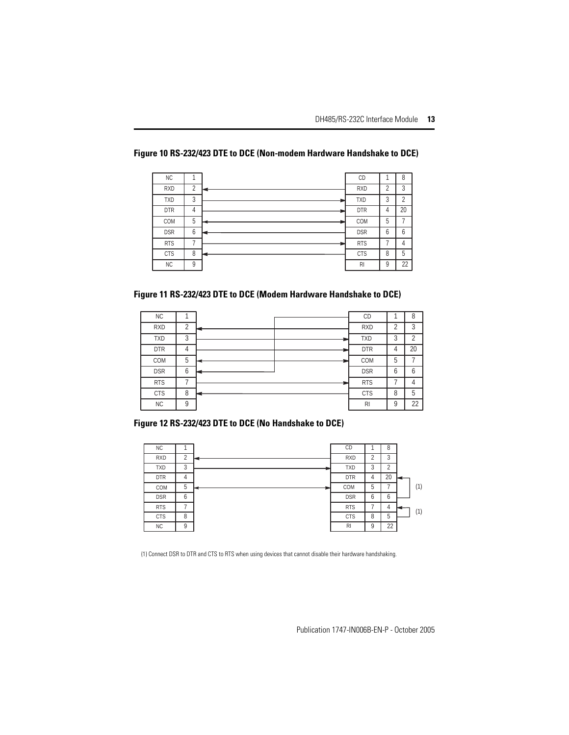### Figure 10 RS-232/423 DTE to DCE (Non-modem Hardware Handshake to DCE)

NC 1
RXD 2
TXD 3
DTR 4
COM 5
DSR 6
RTS 7
CTS 8
NC 9

CD 1 8
RXD 2 3
TXD 3 2
DTR 4 20
COM 5 7
DSR 6 6
RTS 7 4
CTS 8 5
RI 9 22

### Figure 11 RS-232/423 DTE to DCE (Modem Hardware Handshake to DCE)

NC 1
RXD 2
TXD 3
DTR 4
COM 5
DSR 6
RTS 7
CTS 8
NC 9

CD 1 8
RXD 2 3
TXD 3 2
DTR 4 20
COM 5 7
DSR 6 6
RTS 7 4
CTS 8 5
RI 9 22

### Figure 12 RS-232/423 DTE to DCE (No Handshake to DCE)

NC 1
RXD 2
TXD 3
DTR 4
COM 5
DSR 6
RTS 7
CTS 8
NC 9

CD 1 8
RXD 2 3
TXD 3 2
DTR 4 20
COM 5 7
DSR 6 6
RTS 7 4
CTS 8 5
RI 9 22

(1)
(1)

(1) Connect DSR to DTR and CTS to RTS when using devices that cannot disable their hardware handshaking.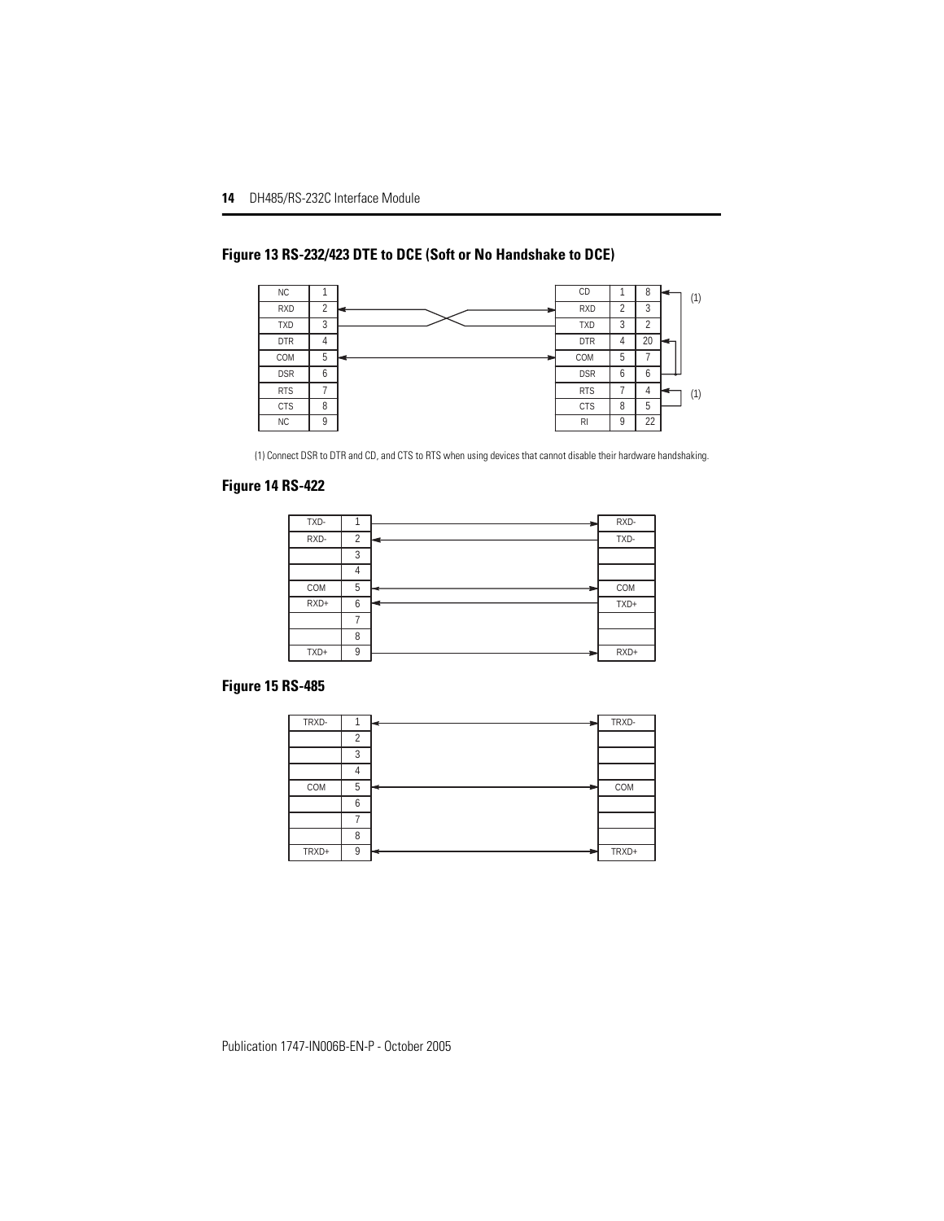## Figure 13 RS-232/423 DTE to DCE (Soft or No Handshake to DCE)

NC 1
RXD 2
TXD 3
DTR 4
COM 5
DSR 6
RTS 7
CTS 8
NC 9

CD 1 8
RXD 2 3
TXD 3 2
DTR 4 20
COM 5 7
DSR 6 6
RTS 7 4
CTS 8 5
RI 9 22

(1)

(1)

(1) Connect DSR to DTR and CD, and CTS to RTS when using devices that cannot disable their hardware handshaking.

## Figure 14 RS-422

TXD- 1
RXD- 2
3
4
COM 5
RXD+ 6
7
8
TXD+ 9

RXD-
TXD-
COM
TXD+
RXD+

## Figure 15 RS-485

TRXD- 1
2
3
4
COM 5
6
7
8
TRXD+ 9

TRXD-
COM
TRXD+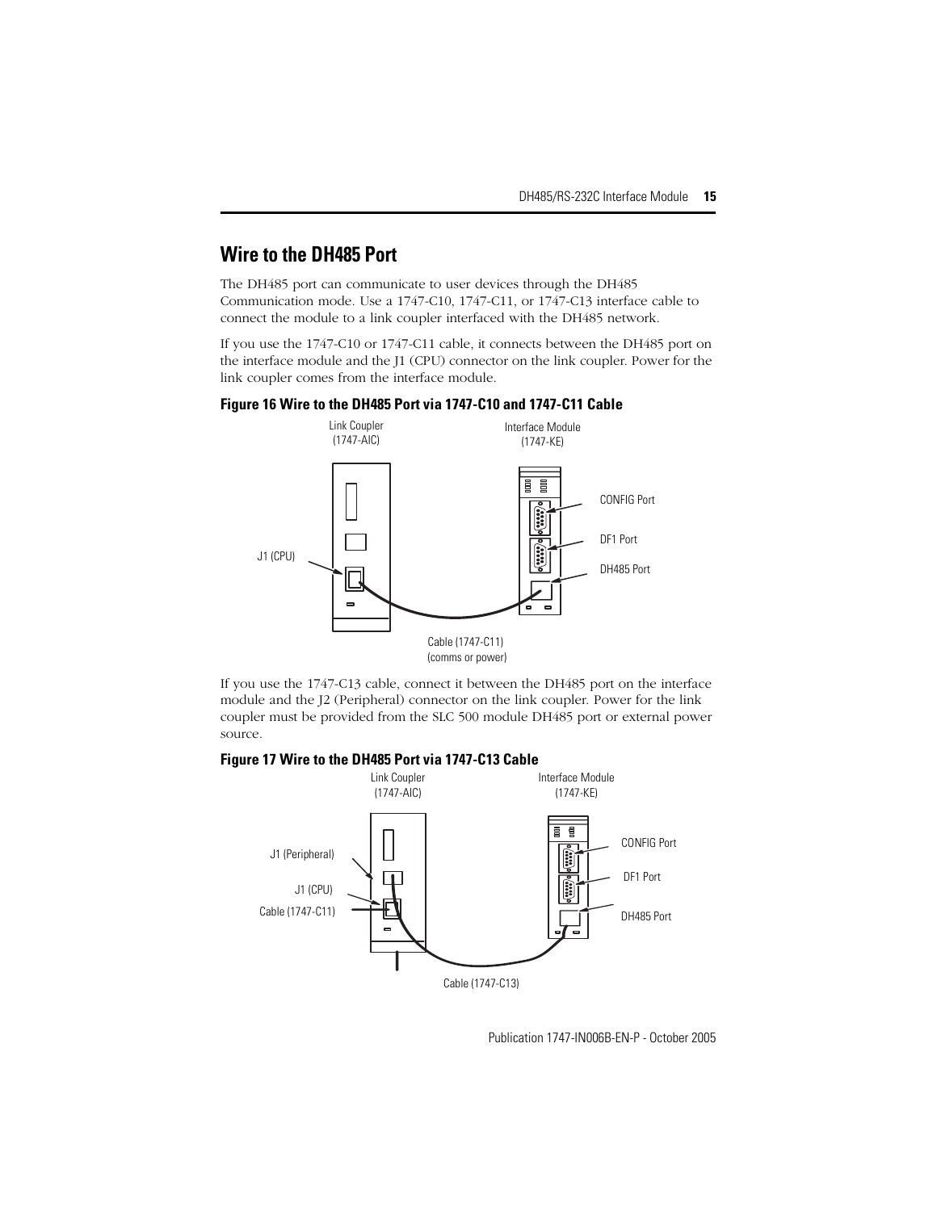## Wire to the DH485 Port

The DH485 port can communicate to user devices through the DH485 Communication mode. Use a 1747-C10, 1747-C11, or 1747-C13 interface cable to connect the module to a link coupler interfaced with the DH485 network.

If you use the 1747-C10 or 1747-C11 cable, it connects between the DH485 port on the interface module and the J1 (CPU) connector on the link coupler. Power for the link coupler comes from the interface module.

**Figure 16 Wire to the DH485 Port via 1747-C10 and 1747-C11 Cable**

Link Coupler (1747-AIC)

Interface Module (1747-KE)

CONFIG Port

DF1 Port

DH485 Port

J1 (CPU)

Cable (1747-C11) (comms or power)

If you use the 1747-C13 cable, connect it between the DH485 port on the interface module and the J2 (Peripheral) connector on the link coupler. Power for the link coupler must be provided from the SLC 500 module DH485 port or external power source.

**Figure 17 Wire to the DH485 Port via 1747-C13 Cable**

Link Coupler (1747-AIC)

Interface Module (1747-KE)

J1 (Peripheral)

J1 (CPU)

Cable (1747-C11)

CONFIG Port

DF1 Port

DH485 Port

Cable (1747-C13)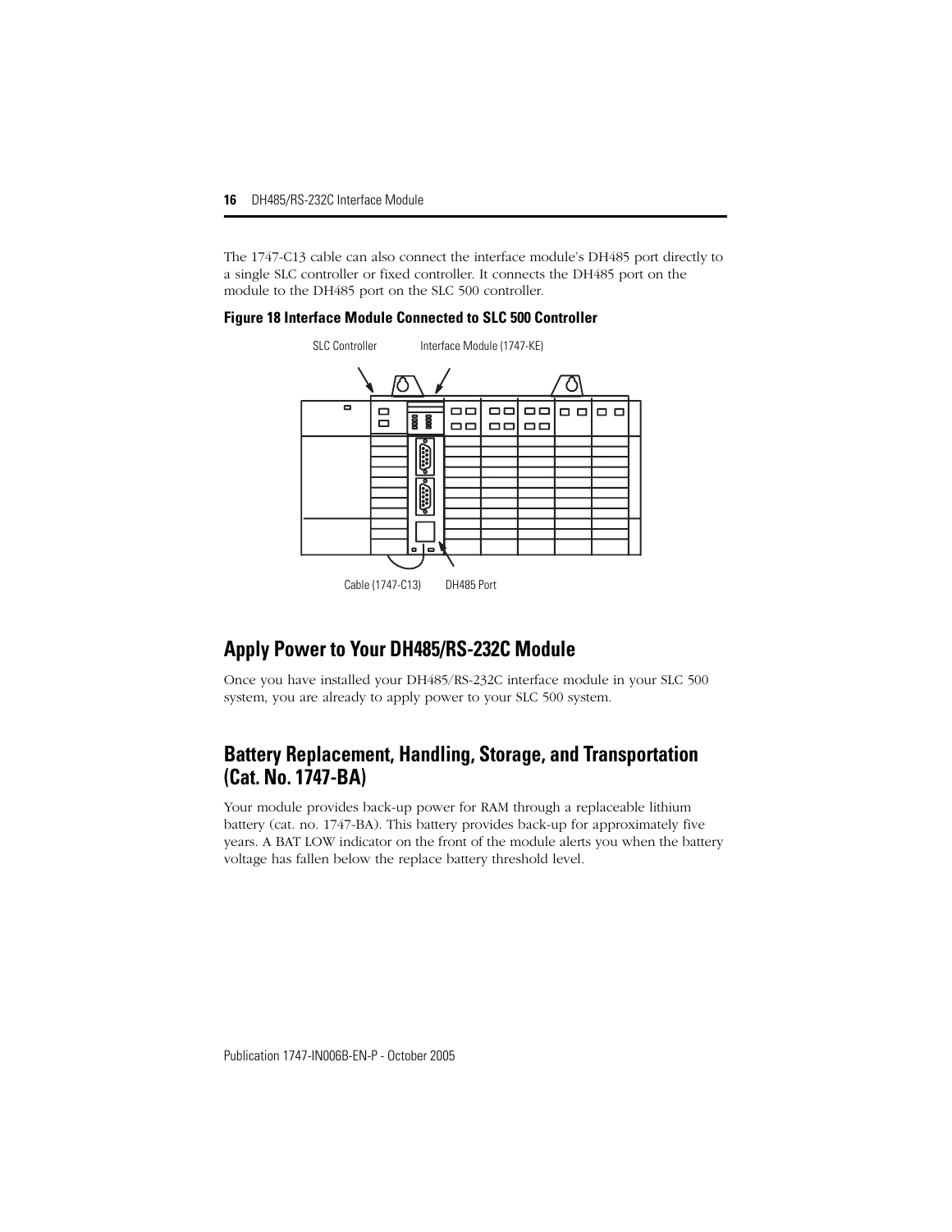The 1747-C13 cable can also connect the interface module's DH485 port directly to a single SLC controller or fixed controller. It connects the DH485 port on the module to the DH485 port on the SLC 500 controller.

**Figure 18 Interface Module Connected to SLC 500 Controller**

SLC Controller

Interface Module (1747-KE)

Cable (1747-C13)

DH485 Port

## Apply Power to Your DH485/RS-232C Module

Once you have installed your DH485/RS-232C interface module in your SLC 500 system, you are already to apply power to your SLC 500 system.

## Battery Replacement, Handling, Storage, and Transportation (Cat. No. 1747-BA)

Your module provides back-up power for RAM through a replaceable lithium battery (cat. no. 1747-BA). This battery provides back-up for approximately five years. A BAT LOW indicator on the front of the module alerts you when the battery voltage has fallen below the replace battery threshold level.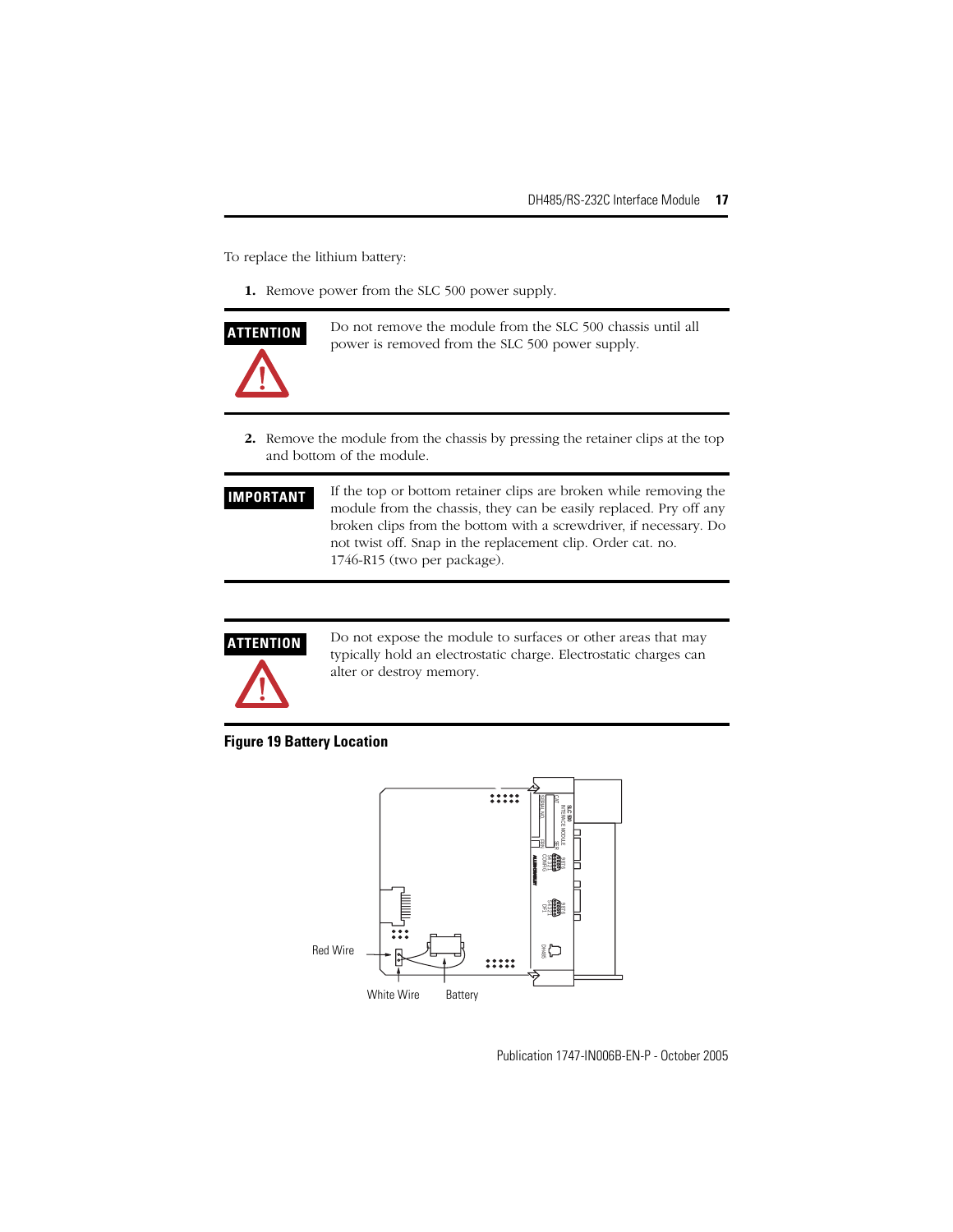To replace the lithium battery:

1. Remove power from the SLC 500 power supply.

| | |
|---|---|
| **ATTENTION** | Do not remove the module from the SLC 500 chassis until all power is removed from the SLC 500 power supply. |

2. Remove the module from the chassis by pressing the retainer clips at the top and bottom of the module.

| | |
|---|---|
| **IMPORTANT** | If the top or bottom retainer clips are broken while removing the module from the chassis, they can be easily replaced. Pry off any broken clips from the bottom with a screwdriver, if necessary. Do not twist off. Snap in the replacement clip. Order cat. no. 1746-R15 (two per package). |

| | |
|---|---|
| **ATTENTION** | Do not expose the module to surfaces or other areas that may typically hold an electrostatic charge. Electrostatic charges can alter or destroy memory. |

**Figure 19 Battery Location**

Red Wire

White Wire

Battery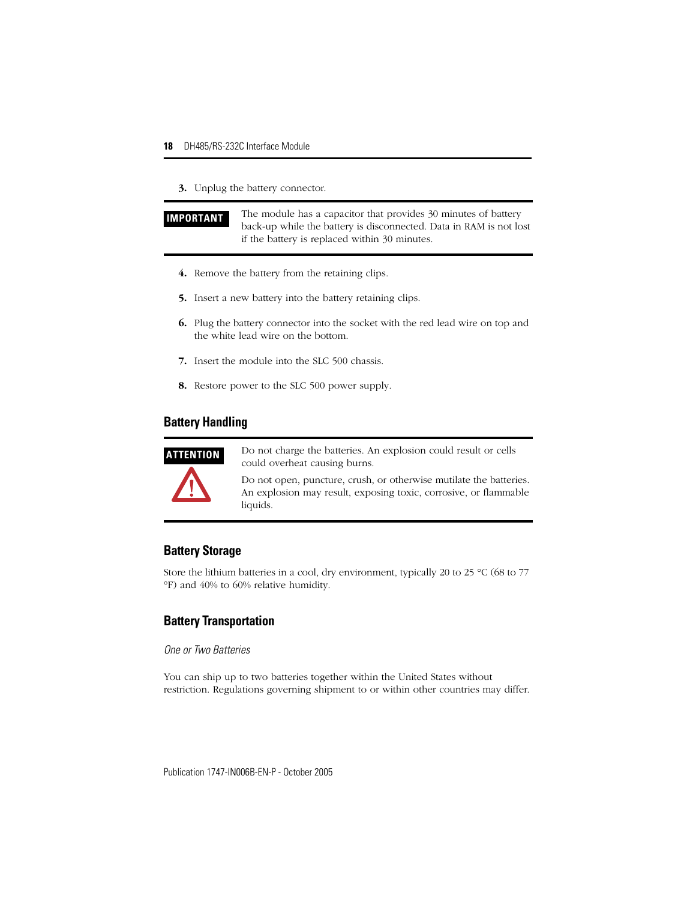3. Unplug the battery connector.

| IMPORTANT | The module has a capacitor that provides 30 minutes of battery back-up while the battery is disconnected. Data in RAM is not lost if the battery is replaced within 30 minutes. |
|---|---|

4. Remove the battery from the retaining clips.

5. Insert a new battery into the battery retaining clips.

6. Plug the battery connector into the socket with the red lead wire on top and the white lead wire on the bottom.

7. Insert the module into the SLC 500 chassis.

8. Restore power to the SLC 500 power supply.

## Battery Handling

| ATTENTION | Do not charge the batteries. An explosion could result or cells could overheat causing burns.<br><br>Do not open, puncture, crush, or otherwise mutilate the batteries. An explosion may result, exposing toxic, corrosive, or flammable liquids. |
|---|---|

## Battery Storage

Store the lithium batteries in a cool, dry environment, typically 20 to 25 °C (68 to 77 °F) and 40% to 60% relative humidity.

## Battery Transportation

*One or Two Batteries*

You can ship up to two batteries together within the United States without restriction. Regulations governing shipment to or within other countries may differ.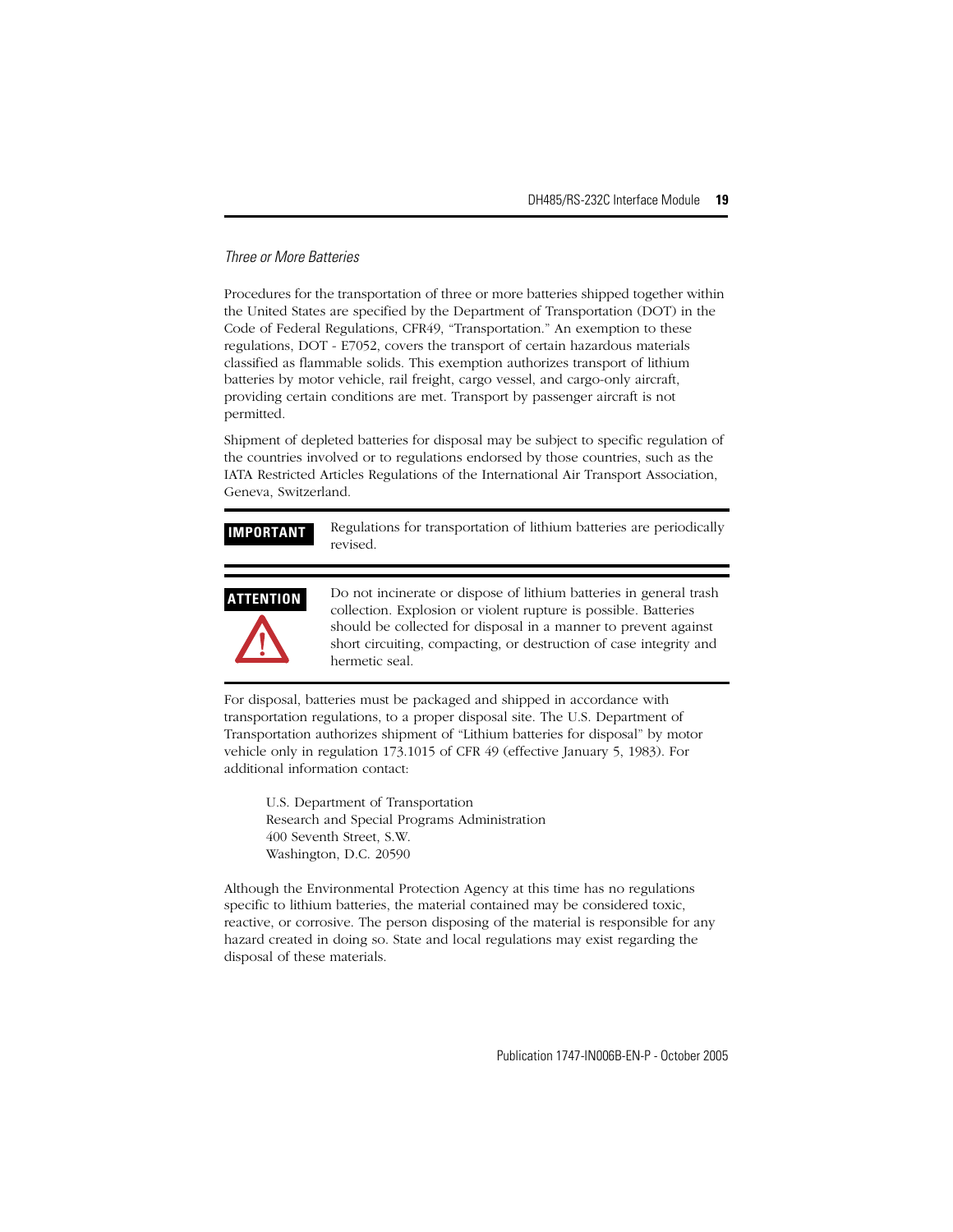*Three or More Batteries*

Procedures for the transportation of three or more batteries shipped together within the United States are specified by the Department of Transportation (DOT) in the Code of Federal Regulations, CFR49, "Transportation." An exemption to these regulations, DOT - E7052, covers the transport of certain hazardous materials classified as flammable solids. This exemption authorizes transport of lithium batteries by motor vehicle, rail freight, cargo vessel, and cargo-only aircraft, providing certain conditions are met. Transport by passenger aircraft is not permitted.

Shipment of depleted batteries for disposal may be subject to specific regulation of the countries involved or to regulations endorsed by those countries, such as the IATA Restricted Articles Regulations of the International Air Transport Association, Geneva, Switzerland.

**IMPORTANT** Regulations for transportation of lithium batteries are periodically revised.

**ATTENTION** Do not incinerate or dispose of lithium batteries in general trash collection. Explosion or violent rupture is possible. Batteries should be collected for disposal in a manner to prevent against short circuiting, compacting, or destruction of case integrity and hermetic seal.

For disposal, batteries must be packaged and shipped in accordance with transportation regulations, to a proper disposal site. The U.S. Department of Transportation authorizes shipment of "Lithium batteries for disposal" by motor vehicle only in regulation 173.1015 of CFR 49 (effective January 5, 1983). For additional information contact:

U.S. Department of Transportation
Research and Special Programs Administration
400 Seventh Street, S.W.
Washington, D.C. 20590

Although the Environmental Protection Agency at this time has no regulations specific to lithium batteries, the material contained may be considered toxic, reactive, or corrosive. The person disposing of the material is responsible for any hazard created in doing so. State and local regulations may exist regarding the disposal of these materials.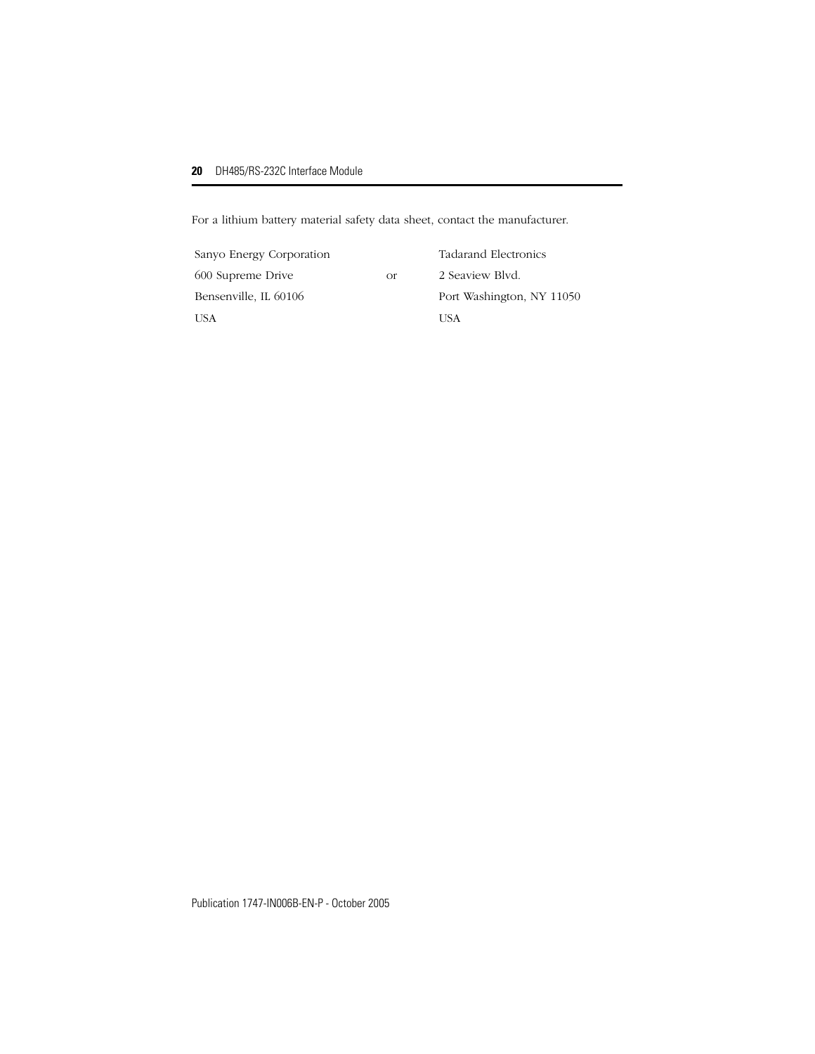For a lithium battery material safety data sheet, contact the manufacturer.

| Sanyo Energy Corporation | | Tadarand Electronics |
| --- | --- | --- |
| 600 Supreme Drive | or | 2 Seaview Blvd. |
| Bensenville, IL 60106 | | Port Washington, NY 11050 |
| USA | | USA |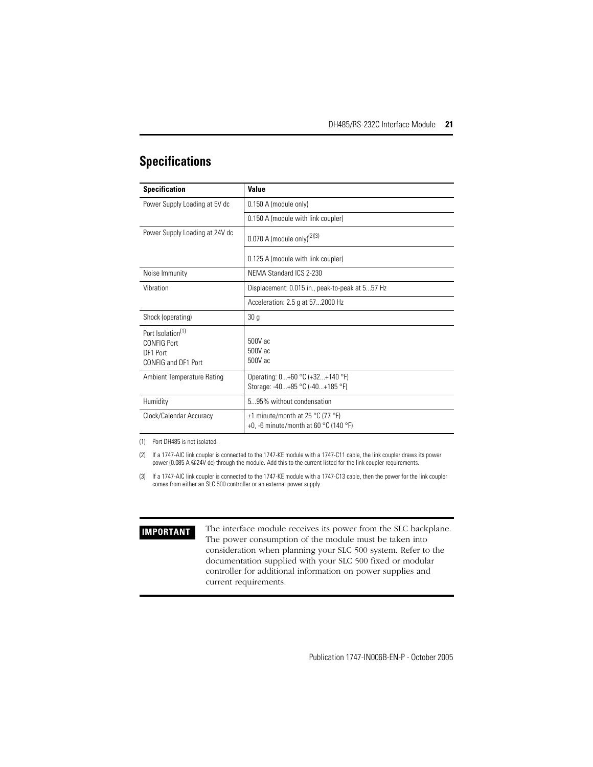## Specifications

| Specification | Value |
|---|---|
| Power Supply Loading at 5V dc | 0.150 A (module only) |
| | 0.150 A (module with link coupler) |
| Power Supply Loading at 24V dc | 0.070 A (module only)[2][3] |
| | 0.125 A (module with link coupler) |
| Noise Immunity | NEMA Standard ICS 2-230 |
| Vibration | Displacement: 0.015 in., peak-to-peak at 5...57 Hz |
| | Acceleration: 2.5 g at 57...2000 Hz |
| Shock (operating) | 30 g |
| Port Isolation[1]<br>CONFIG Port<br>DF1 Port<br>CONFIG and DF1 Port | <br>500V ac<br>500V ac<br>500V ac |
| Ambient Temperature Rating | Operating: 0...+60 °C (+32...+140 °F)<br>Storage: -40...+85 °C (-40...+185 °F) |
| Humidity | 5...95% without condensation |
| Clock/Calendar Accuracy | ±1 minute/month at 25 °C (77 °F)<br>+0, -6 minute/month at 60 °C (140 °F) |

(1) Port DH485 is not isolated.

(2) If a 1747-AIC link coupler is connected to the 1747-KE module with a 1747-C11 cable, the link coupler draws its power power (0.085 A @24V dc) through the module. Add this to the current listed for the link coupler requirements.

(3) If a 1747-AIC link coupler is connected to the 1747-KE module with a 1747-C13 cable, then the power for the link coupler comes from either an SLC 500 controller or an external power supply.

**IMPORTANT** The interface module receives its power from the SLC backplane. The power consumption of the module must be taken into consideration when planning your SLC 500 system. Refer to the documentation supplied with your SLC 500 fixed or modular controller for additional information on power supplies and current requirements.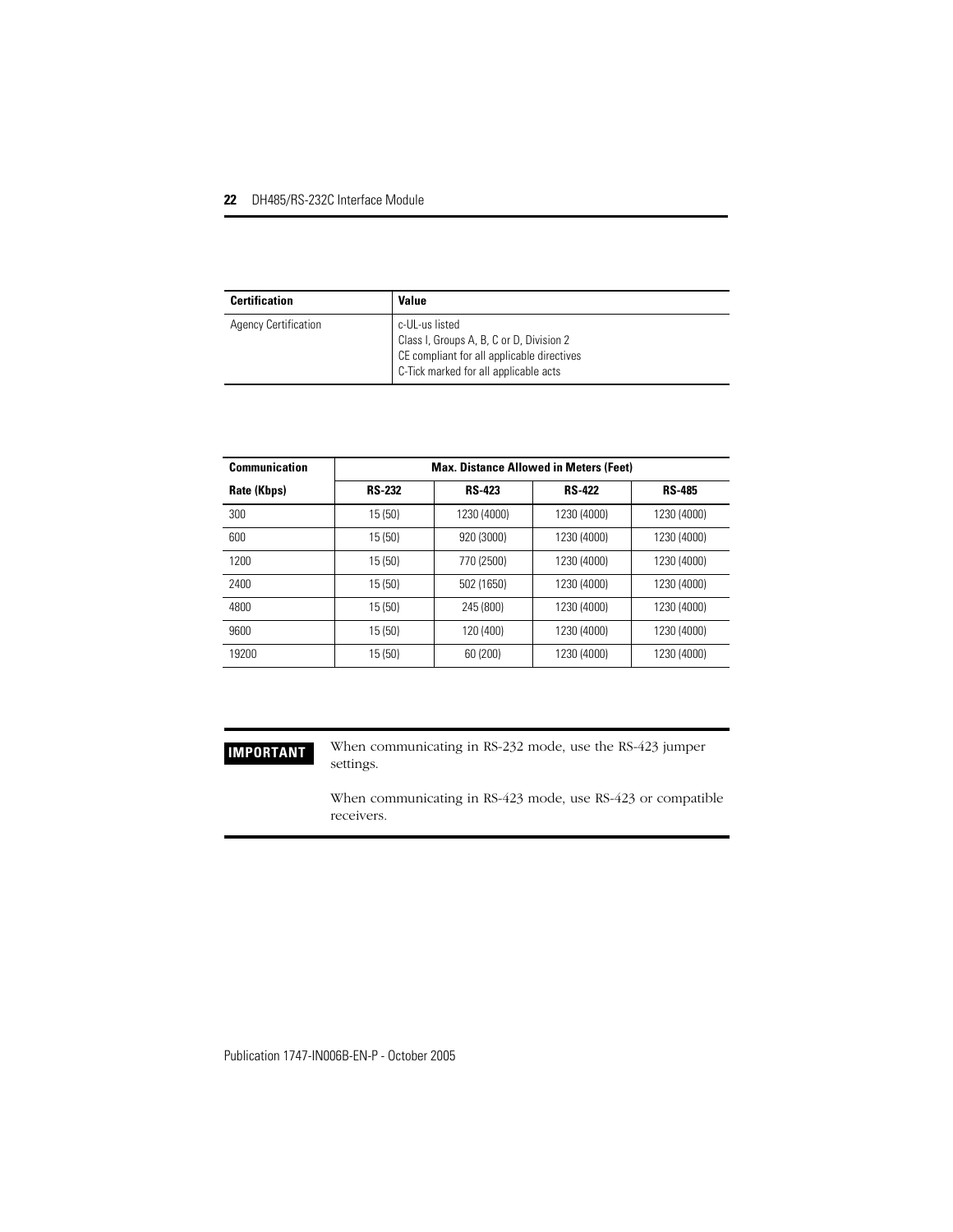| Certification | Value |
|---|---|
| Agency Certification | c-UL-us listed<br>Class I, Groups A, B, C or D, Division 2<br>CE compliant for all applicable directives<br>C-Tick marked for all applicable acts |

| Communication | Max. Distance Allowed in Meters (Feet) | | | |
|---|---|---|---|---|
| Rate (Kbps) | RS-232 | RS-423 | RS-422 | RS-485 |
| 300 | 15 (50) | 1230 (4000) | 1230 (4000) | 1230 (4000) |
| 600 | 15 (50) | 920 (3000) | 1230 (4000) | 1230 (4000) |
| 1200 | 15 (50) | 770 (2500) | 1230 (4000) | 1230 (4000) |
| 2400 | 15 (50) | 502 (1650) | 1230 (4000) | 1230 (4000) |
| 4800 | 15 (50) | 245 (800) | 1230 (4000) | 1230 (4000) |
| 9600 | 15 (50) | 120 (400) | 1230 (4000) | 1230 (4000) |
| 19200 | 15 (50) | 60 (200) | 1230 (4000) | 1230 (4000) |

**IMPORTANT**

When communicating in RS-232 mode, use the RS-423 jumper settings.

When communicating in RS-423 mode, use RS-423 or compatible receivers.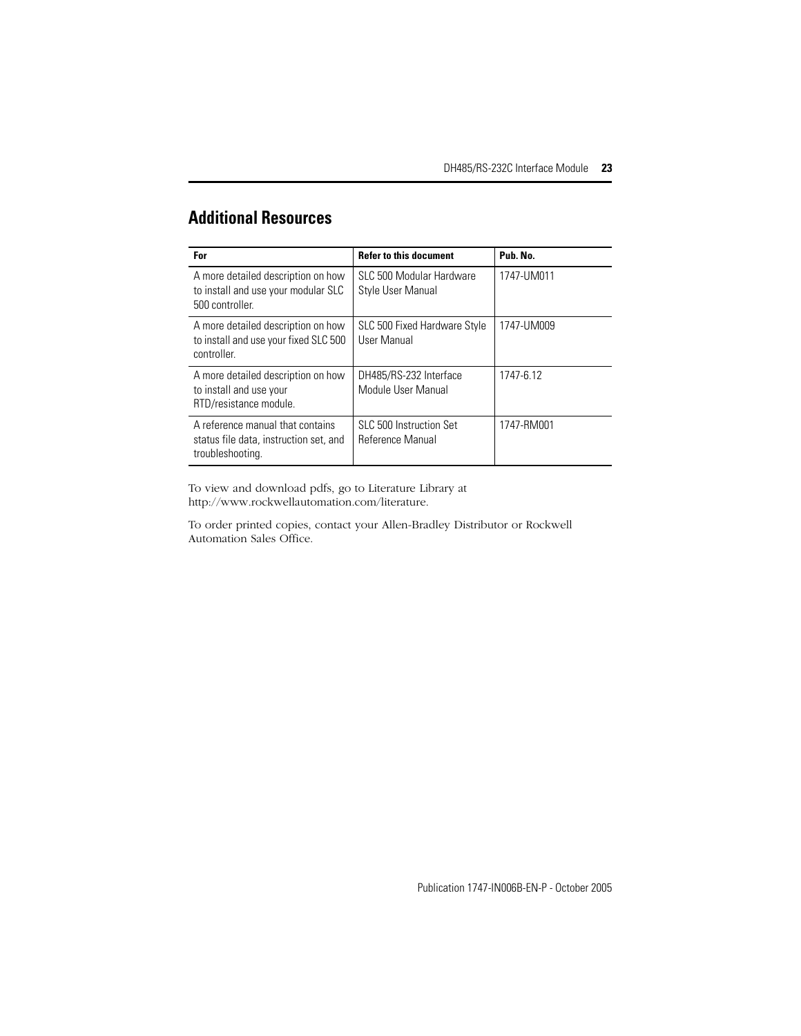## Additional Resources

| For | Refer to this document | Pub. No. |
| --- | --- | --- |
| A more detailed description on how to install and use your modular SLC 500 controller. | SLC 500 Modular Hardware Style User Manual | 1747-UM011 |
| A more detailed description on how to install and use your fixed SLC 500 controller. | SLC 500 Fixed Hardware Style User Manual | 1747-UM009 |
| A more detailed description on how to install and use your RTD/resistance module. | DH485/RS-232 Interface Module User Manual | 1747-6.12 |
| A reference manual that contains status file data, instruction set, and troubleshooting. | SLC 500 Instruction Set Reference Manual | 1747-RM001 |

To view and download pdfs, go to Literature Library at http://www.rockwellautomation.com/literature.

To order printed copies, contact your Allen-Bradley Distributor or Rockwell Automation Sales Office.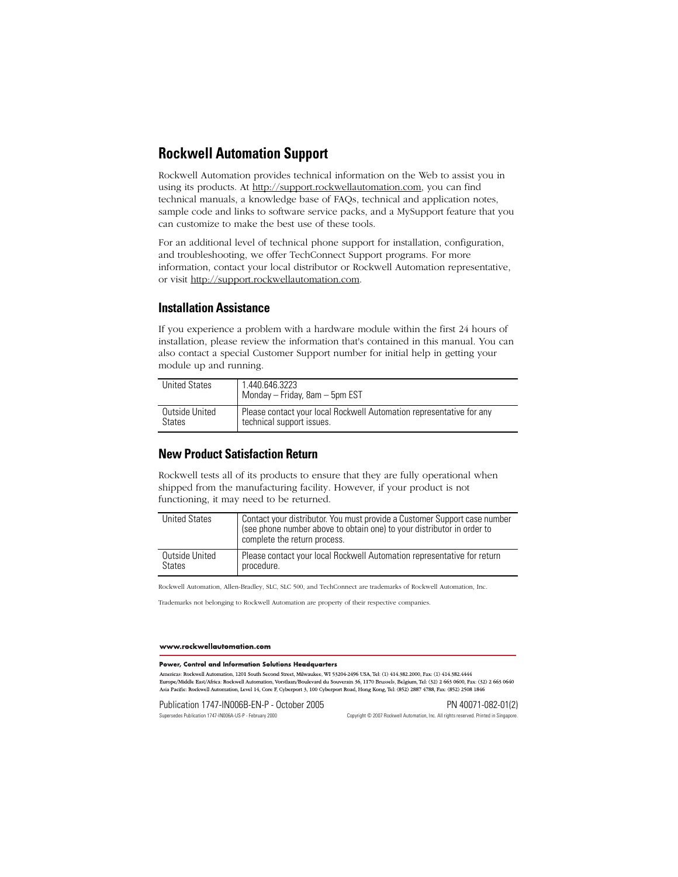## Rockwell Automation Support

Rockwell Automation provides technical information on the Web to assist you in using its products. At http://support.rockwellautomation.com, you can find technical manuals, a knowledge base of FAQs, technical and application notes, sample code and links to software service packs, and a MySupport feature that you can customize to make the best use of these tools.

For an additional level of technical phone support for installation, configuration, and troubleshooting, we offer TechConnect Support programs. For more information, contact your local distributor or Rockwell Automation representative, or visit http://support.rockwellautomation.com.

### Installation Assistance

If you experience a problem with a hardware module within the first 24 hours of installation, please review the information that's contained in this manual. You can also contact a special Customer Support number for initial help in getting your module up and running.

| | |
|---|---|
| United States | 1.440.646.3223<br>Monday – Friday, 8am – 5pm EST |
| Outside United States | Please contact your local Rockwell Automation representative for any technical support issues. |

### New Product Satisfaction Return

Rockwell tests all of its products to ensure that they are fully operational when shipped from the manufacturing facility. However, if your product is not functioning, it may need to be returned.

| | |
|---|---|
| United States | Contact your distributor. You must provide a Customer Support case number (see phone number above to obtain one) to your distributor in order to complete the return process. |
| Outside United States | Please contact your local Rockwell Automation representative for return procedure. |

Rockwell Automation, Allen-Bradley, SLC, SLC 500, and TechConnect are trademarks of Rockwell Automation, Inc.

Trademarks not belonging to Rockwell Automation are property of their respective companies.

**www.rockwellautomation.com**

**Power, Control and Information Solutions Headquarters**

Americas: Rockwell Automation, 1201 South Second Street, Milwaukee, WI 53204-2496 USA, Tel: (1) 414.382.2000, Fax: (1) 414.382.4444
Europe/Middle East/Africa: Rockwell Automation, Vorstlaan/Boulevard du Souverain 36, 1170 Brussels, Belgium, Tel: (32) 2 663 0600, Fax: (32) 2 663 0640
Asia Pacific: Rockwell Automation, Level 14, Core F, Cyberport 3, 100 Cyberport Road, Hong Kong, Tel: (852) 2887 4788, Fax: (852) 2508 1846

Publication 1747-IN006B-EN-P - October 2005 PN 40071-082-01(2)

Supersedes Publication 1747-IN006A-US-P - February 2000 Copyright © 2007 Rockwell Automation, Inc. All rights reserved. Printed in Singapore.